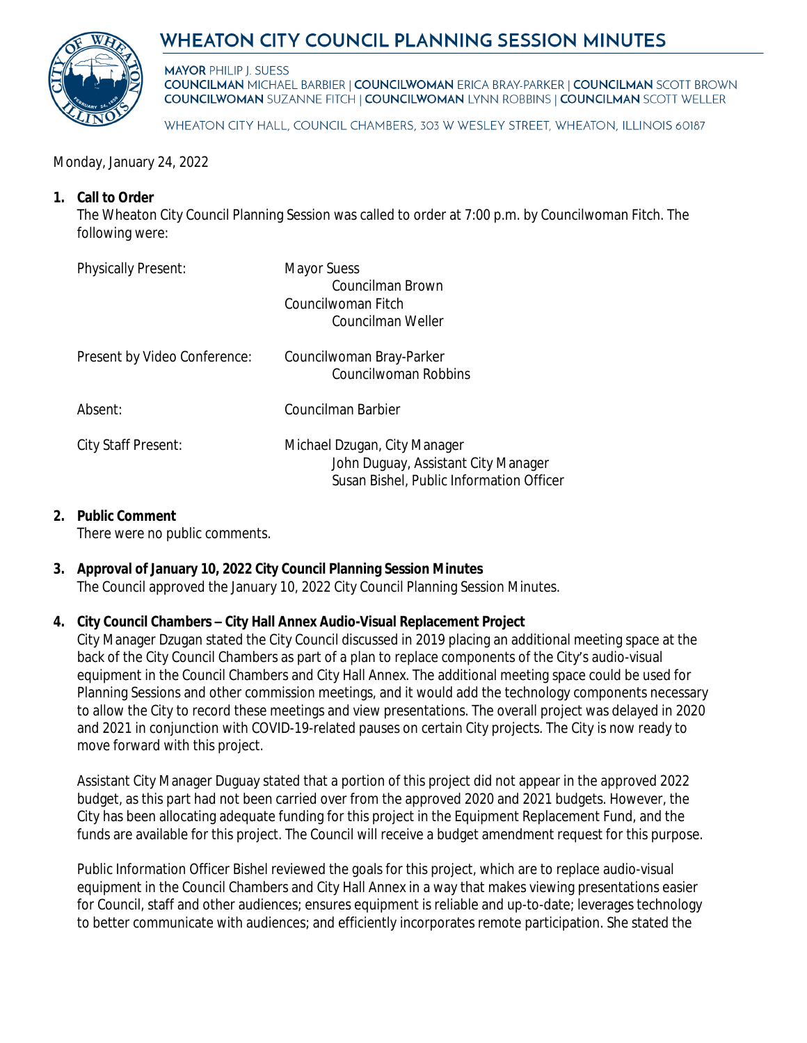# WHEATON CITY COUNCIL PLANNING SESSION MINUTES

**MAYOR** PHILIP J. SUESS
**COUNCILMAN** MICHAEL BARBIER | **COUNCILWOMAN** ERICA BRAY-PARKER | **COUNCILMAN** SCOTT BROWN
**COUNCILWOMAN** SUZANNE FITCH | **COUNCILWOMAN** LYNN ROBBINS | **COUNCILMAN** SCOTT WELLER

WHEATON CITY HALL, COUNCIL CHAMBERS, 303 W WESLEY STREET, WHEATON, ILLINOIS 60187

Monday, January 24, 2022

1. **Call to Order**
   The Wheaton City Council Planning Session was called to order at 7:00 p.m. by Councilwoman Fitch. The following were:

   | | |
   |---|---|
   | Physically Present: | Mayor Suess<br>Councilman Brown<br>Councilwoman Fitch<br>Councilman Weller |
   | Present by Video Conference: | Councilwoman Bray-Parker<br>Councilwoman Robbins |
   | Absent: | Councilman Barbier |
   | City Staff Present: | Michael Dzugan, City Manager<br>John Duguay, Assistant City Manager<br>Susan Bishel, Public Information Officer |

2. **Public Comment**
   There were no public comments.

3. **Approval of January 10, 2022 City Council Planning Session Minutes**
   The Council approved the January 10, 2022 City Council Planning Session Minutes.

4. **City Council Chambers – City Hall Annex Audio-Visual Replacement Project**
   City Manager Dzugan stated the City Council discussed in 2019 placing an additional meeting space at the back of the City Council Chambers as part of a plan to replace components of the City's audio-visual equipment in the Council Chambers and City Hall Annex. The additional meeting space could be used for Planning Sessions and other commission meetings, and it would add the technology components necessary to allow the City to record these meetings and view presentations. The overall project was delayed in 2020 and 2021 in conjunction with COVID-19-related pauses on certain City projects. The City is now ready to move forward with this project.

   Assistant City Manager Duguay stated that a portion of this project did not appear in the approved 2022 budget, as this part had not been carried over from the approved 2020 and 2021 budgets. However, the City has been allocating adequate funding for this project in the Equipment Replacement Fund, and the funds are available for this project. The Council will receive a budget amendment request for this purpose.

   Public Information Officer Bishel reviewed the goals for this project, which are to replace audio-visual equipment in the Council Chambers and City Hall Annex in a way that makes viewing presentations easier for Council, staff and other audiences; ensures equipment is reliable and up-to-date; leverages technology to better communicate with audiences; and efficiently incorporates remote participation. She stated the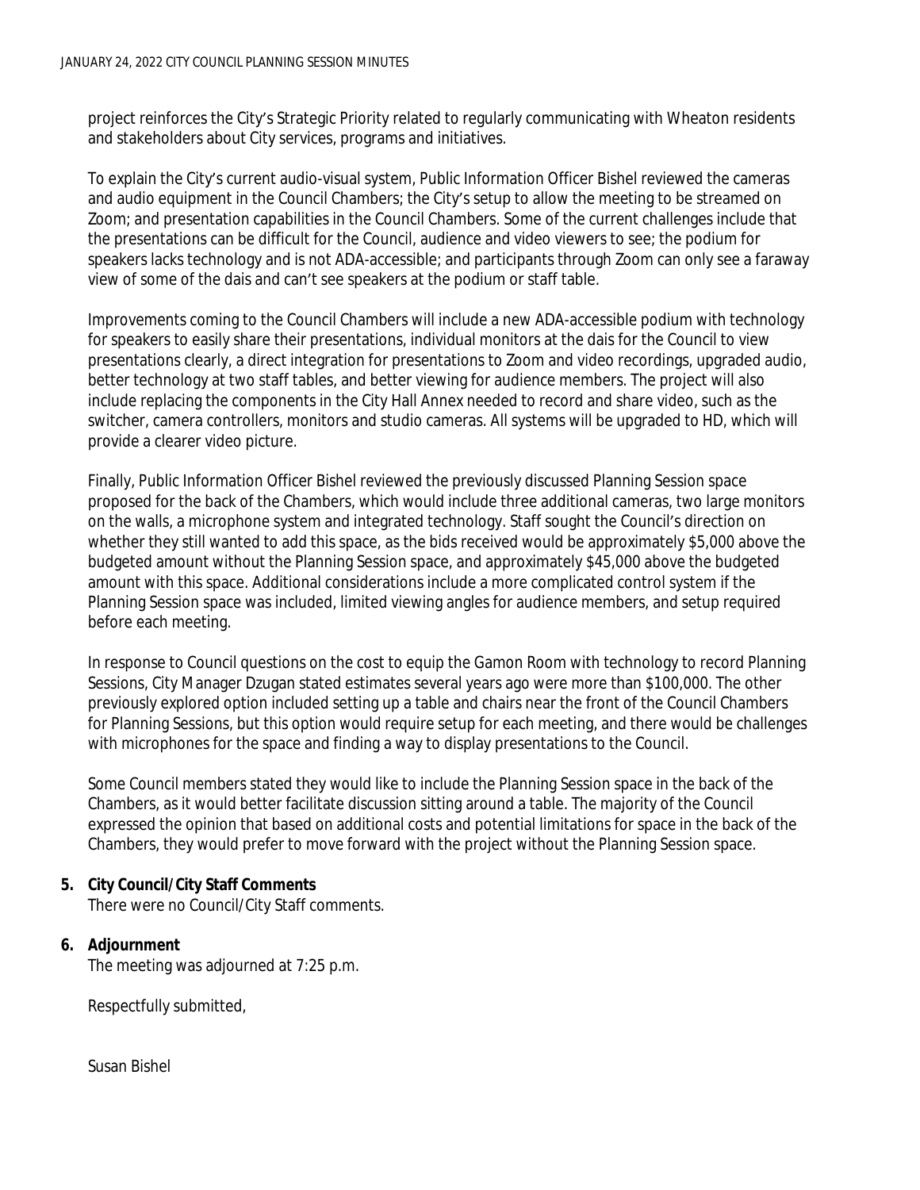project reinforces the City's Strategic Priority related to regularly communicating with Wheaton residents and stakeholders about City services, programs and initiatives.

To explain the City's current audio-visual system, Public Information Officer Bishel reviewed the cameras and audio equipment in the Council Chambers; the City's setup to allow the meeting to be streamed on Zoom; and presentation capabilities in the Council Chambers. Some of the current challenges include that the presentations can be difficult for the Council, audience and video viewers to see; the podium for speakers lacks technology and is not ADA-accessible; and participants through Zoom can only see a faraway view of some of the dais and can't see speakers at the podium or staff table.

Improvements coming to the Council Chambers will include a new ADA-accessible podium with technology for speakers to easily share their presentations, individual monitors at the dais for the Council to view presentations clearly, a direct integration for presentations to Zoom and video recordings, upgraded audio, better technology at two staff tables, and better viewing for audience members. The project will also include replacing the components in the City Hall Annex needed to record and share video, such as the switcher, camera controllers, monitors and studio cameras. All systems will be upgraded to HD, which will provide a clearer video picture.

Finally, Public Information Officer Bishel reviewed the previously discussed Planning Session space proposed for the back of the Chambers, which would include three additional cameras, two large monitors on the walls, a microphone system and integrated technology. Staff sought the Council's direction on whether they still wanted to add this space, as the bids received would be approximately $5,000 above the budgeted amount without the Planning Session space, and approximately $45,000 above the budgeted amount with this space. Additional considerations include a more complicated control system if the Planning Session space was included, limited viewing angles for audience members, and setup required before each meeting.

In response to Council questions on the cost to equip the Gamon Room with technology to record Planning Sessions, City Manager Dzugan stated estimates several years ago were more than $100,000. The other previously explored option included setting up a table and chairs near the front of the Council Chambers for Planning Sessions, but this option would require setup for each meeting, and there would be challenges with microphones for the space and finding a way to display presentations to the Council.

Some Council members stated they would like to include the Planning Session space in the back of the Chambers, as it would better facilitate discussion sitting around a table. The majority of the Council expressed the opinion that based on additional costs and potential limitations for space in the back of the Chambers, they would prefer to move forward with the project without the Planning Session space.

**5. City Council/City Staff Comments**

There were no Council/City Staff comments.

**6. Adjournment**

The meeting was adjourned at 7:25 p.m.

Respectfully submitted,

Susan Bishel